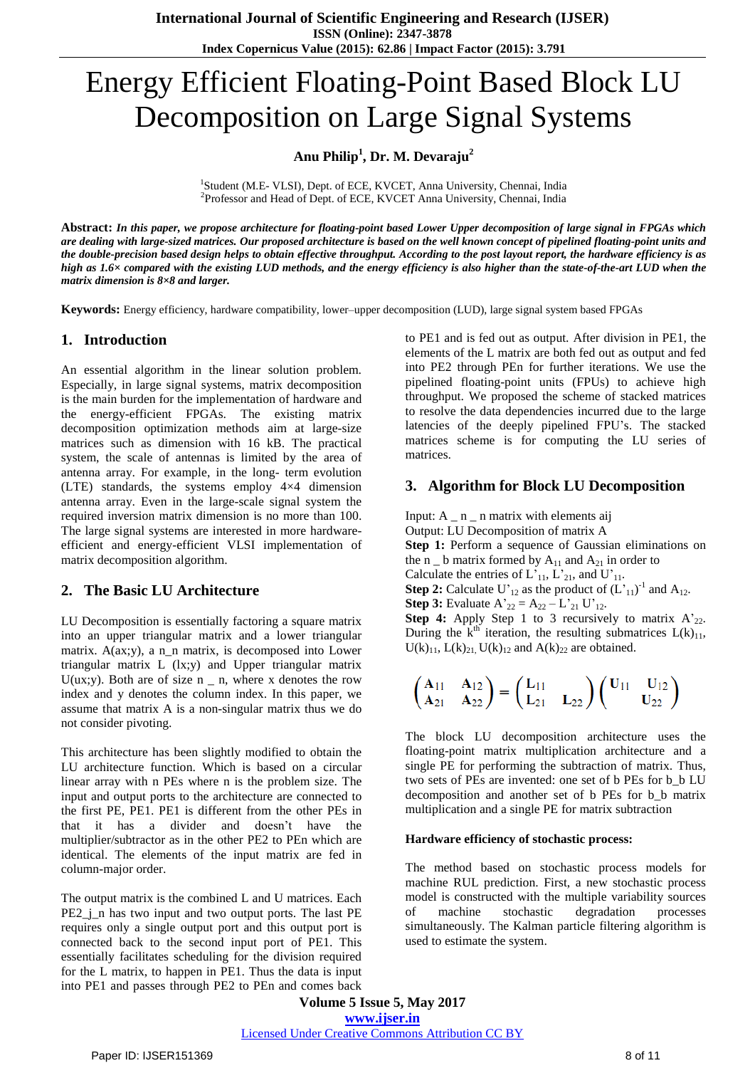# Energy Efficient Floating-Point Based Block LU Decomposition on Large Signal Systems

**Anu Philip[1], Dr. M. Devaraju[2]**

[1]Student (M.E- VLSI), Dept. of ECE, KVCET, Anna University, Chennai, India
[2]Professor and Head of Dept. of ECE, KVCET Anna University, Chennai, India

**Abstract:** ***In this paper, we propose architecture for floating-point based Lower Upper decomposition of large signal in FPGAs which are dealing with large-sized matrices. Our proposed architecture is based on the well known concept of pipelined floating-point units and the double-precision based design helps to obtain effective throughput. According to the post layout report, the hardware efficiency is as high as 1.6× compared with the existing LUD methods, and the energy efficiency is also higher than the state-of-the-art LUD when the matrix dimension is 8×8 and larger.***

**Keywords:** Energy efficiency, hardware compatibility, lower–upper decomposition (LUD), large signal system based FPGAs

## 1. Introduction

An essential algorithm in the linear solution problem. Especially, in large signal systems, matrix decomposition is the main burden for the implementation of hardware and the energy-efficient FPGAs. The existing matrix decomposition optimization methods aim at large-size matrices such as dimension with 16 kB. The practical system, the scale of antennas is limited by the area of antenna array. For example, in the long- term evolution (LTE) standards, the systems employ 4×4 dimension antenna array. Even in the large-scale signal system the required inversion matrix dimension is no more than 100. The large signal systems are interested in more hardware-efficient and energy-efficient VLSI implementation of matrix decomposition algorithm.

## 2. The Basic LU Architecture

LU Decomposition is essentially factoring a square matrix into an upper triangular matrix and a lower triangular matrix. A(ax;y), a n_n matrix, is decomposed into Lower triangular matrix L (lx;y) and Upper triangular matrix U(ux;y). Both are of size n _ n, where x denotes the row index and y denotes the column index. In this paper, we assume that matrix A is a non-singular matrix thus we do not consider pivoting.

This architecture has been slightly modified to obtain the LU architecture function. Which is based on a circular linear array with n PEs where n is the problem size. The input and output ports to the architecture are connected to the first PE, PE1. PE1 is different from the other PEs in that it has a divider and doesn't have the multiplier/subtractor as in the other PE2 to PEn which are identical. The elements of the input matrix are fed in column-major order.

The output matrix is the combined L and U matrices. Each PE2_j_n has two input and two output ports. The last PE requires only a single output port and this output port is connected back to the second input port of PE1. This essentially facilitates scheduling for the division required for the L matrix, to happen in PE1. Thus the data is input into PE1 and passes through PE2 to PEn and comes back to PE1 and is fed out as output. After division in PE1, the elements of the L matrix are both fed out as output and fed into PE2 through PEn for further iterations. We use the pipelined floating-point units (FPUs) to achieve high throughput. We proposed the scheme of stacked matrices to resolve the data dependencies incurred due to the large latencies of the deeply pipelined FPU's. The stacked matrices scheme is for computing the LU series of matrices.

## 3. Algorithm for Block LU Decomposition

Input: A _ n _ n matrix with elements aij
Output: LU Decomposition of matrix A
**Step 1:** Perform a sequence of Gaussian eliminations on the n _ b matrix formed by $A_{11}$ and $A_{21}$ in order to Calculate the entries of $L'_{11}$, $L'_{21}$, and $U'_{11}$.
**Step 2:** Calculate $U'_{12}$ as the product of $(L'_{11})^{-1}$ and $A_{12}$.
**Step 3:** Evaluate $A'_{22} = A_{22} – L'_{21} U'_{12}$.
**Step 4:** Apply Step 1 to 3 recursively to matrix $A'_{22}$. During the $k^{th}$ iteration, the resulting submatrices $L(k)_{11}$, $U(k)_{11}$, $L(k)_{21}$, $U(k)_{12}$ and $A(k)_{22}$ are obtained.

$$\begin{pmatrix} A_{11} & A_{12} \\ A_{21} & A_{22} \end{pmatrix} = \begin{pmatrix} L_{11} & \\ L_{21} & L_{22} \end{pmatrix} \begin{pmatrix} U_{11} & U_{12} \\ & U_{22} \end{pmatrix}$$

The block LU decomposition architecture uses the floating-point matrix multiplication architecture and a single PE for performing the subtraction of matrix. Thus, two sets of PEs are invented: one set of b PEs for b_b LU decomposition and another set of b PEs for b_b matrix multiplication and a single PE for matrix subtraction

**Hardware efficiency of stochastic process:**

The method based on stochastic process models for machine RUL prediction. First, a new stochastic process model is constructed with the multiple variability sources of machine stochastic degradation processes simultaneously. The Kalman particle filtering algorithm is used to estimate the system.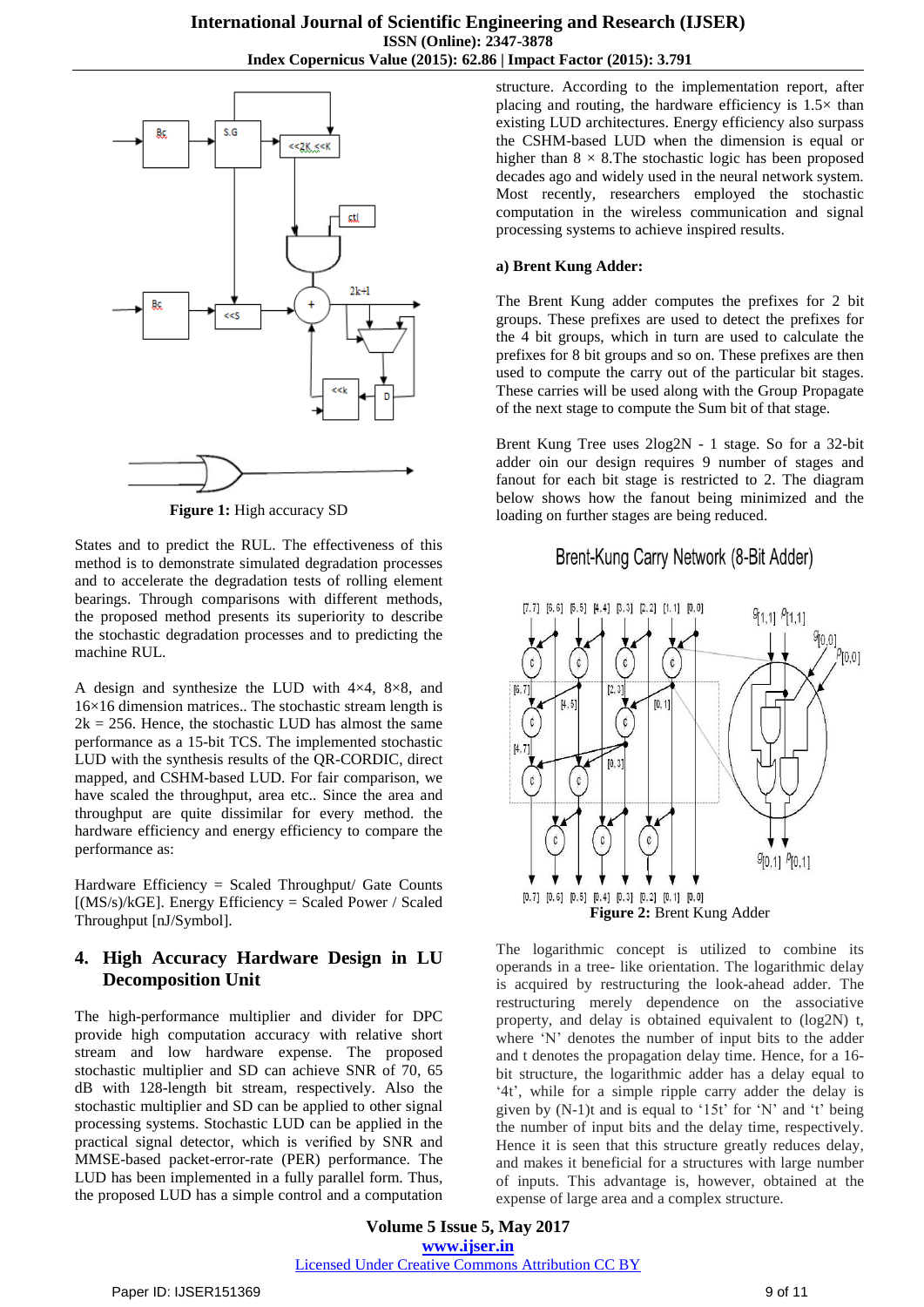**Figure 1:** High accuracy SD

States and to predict the RUL. The effectiveness of this method is to demonstrate simulated degradation processes and to accelerate the degradation tests of rolling element bearings. Through comparisons with different methods, the proposed method presents its superiority to describe the stochastic degradation processes and to predicting the machine RUL.

A design and synthesize the LUD with 4×4, 8×8, and 16×16 dimension matrices.. The stochastic stream length is 2k = 256. Hence, the stochastic LUD has almost the same performance as a 15-bit TCS. The implemented stochastic LUD with the synthesis results of the QR-CORDIC, direct mapped, and CSHM-based LUD. For fair comparison, we have scaled the throughput, area etc.. Since the area and throughput are quite dissimilar for every method. the hardware efficiency and energy efficiency to compare the performance as:

Hardware Efficiency = Scaled Throughput/ Gate Counts [(MS/s)/kGE]. Energy Efficiency = Scaled Power / Scaled Throughput [nJ/Symbol].

## 4. High Accuracy Hardware Design in LU Decomposition Unit

The high-performance multiplier and divider for DPC provide high computation accuracy with relative short stream and low hardware expense. The proposed stochastic multiplier and SD can achieve SNR of 70, 65 dB with 128-length bit stream, respectively. Also the stochastic multiplier and SD can be applied to other signal processing systems. Stochastic LUD can be applied in the practical signal detector, which is verified by SNR and MMSE-based packet-error-rate (PER) performance. The LUD has been implemented in a fully parallel form. Thus, the proposed LUD has a simple control and a computation structure. According to the implementation report, after placing and routing, the hardware efficiency is 1.5× than existing LUD architectures. Energy efficiency also surpass the CSHM-based LUD when the dimension is equal or higher than 8 × 8.The stochastic logic has been proposed decades ago and widely used in the neural network system. Most recently, researchers employed the stochastic computation in the wireless communication and signal processing systems to achieve inspired results.

### a) Brent Kung Adder:

The Brent Kung adder computes the prefixes for 2 bit groups. These prefixes are used to detect the prefixes for the 4 bit groups, which in turn are used to calculate the prefixes for 8 bit groups and so on. These prefixes are then used to compute the carry out of the particular bit stages. These carries will be used along with the Group Propagate of the next stage to compute the Sum bit of that stage.

Brent Kung Tree uses 2log2N - 1 stage. So for a 32-bit adder oin our design requires 9 number of stages and fanout for each bit stage is restricted to 2. The diagram below shows how the fanout being minimized and the loading on further stages are being reduced.

**Figure 2:** Brent Kung Adder

The logarithmic concept is utilized to combine its operands in a tree- like orientation. The logarithmic delay is acquired by restructuring the look-ahead adder. The restructuring merely dependence on the associative property, and delay is obtained equivalent to (log2N) t, where 'N' denotes the number of input bits to the adder and t denotes the propagation delay time. Hence, for a 16-bit structure, the logarithmic adder has a delay equal to '4t', while for a simple ripple carry adder the delay is given by (N-1)t and is equal to '15t' for 'N' and 't' being the number of input bits and the delay time, respectively. Hence it is seen that this structure greatly reduces delay, and makes it beneficial for a structures with large number of inputs. This advantage is, however, obtained at the expense of large area and a complex structure.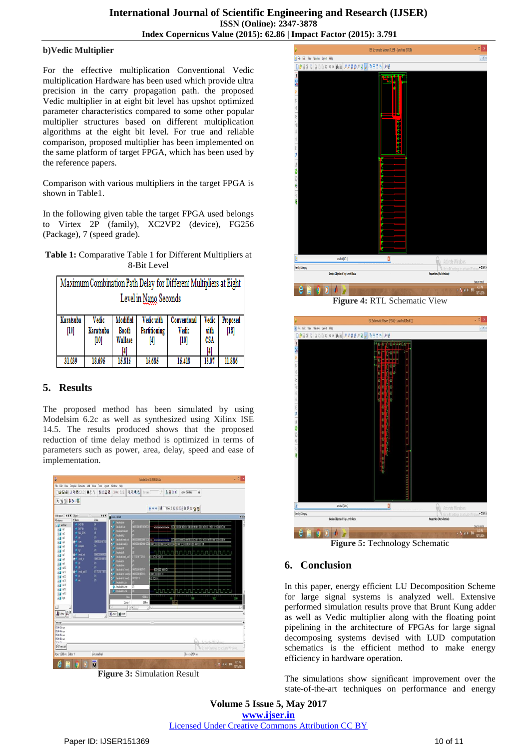**b)Vedic Multiplier**

For the effective multiplication Conventional Vedic multiplication Hardware has been used which provide ultra precision in the carry propagation path. the proposed Vedic multiplier in at eight bit level has upshot optimized parameter characteristics compared to some other popular multiplier structures based on different multiplication algorithms at the eight bit level. For true and reliable comparison, proposed multiplier has been implemented on the same platform of target FPGA, which has been used by the reference papers.

Comparison with various multipliers in the target FPGA is shown in Table1.

In the following given table the target FPGA used belongs to Virtex 2P (family), XC2VP2 (device), FG256 (Package), 7 (speed grade).

**Table 1:** Comparative Table 1 for Different Multipliers at 8-Bit Level

| Maximum Combination Path Delay for Different Multipliers at Eight Level in Nano Seconds | | | | | | |
|---|---|---|---|---|---|---|
| Karatsuba [10] | Vedic Karatsuba [10] | Modified Booth Wallace [4] | Vedic with Partitioning [4] | Conventional Vedic [10] | Vedic with CSA [4] | Proposed [18] |
| 31.039 | 18.695 | 15.815 | 15.685 | 15.418 | 13.07 | 11.886 |

## 5. Results

The proposed method has been simulated by using Modelsim 6.2c as well as synthesized using Xilinx ISE 14.5. The results produced shows that the proposed reduction of time delay method is optimized in terms of parameters such as power, area, delay, speed and ease of implementation.

**Figure 3:** Simulation Result

**Figure 4:** RTL Schematic View

**Figure 5:** Technology Schematic

## 6. Conclusion

In this paper, energy efficient LU Decomposition Scheme for large signal systems is analyzed well. Extensive performed simulation results prove that Brunt Kung adder as well as Vedic multiplier along with the floating point pipelining in the architecture of FPGAs for large signal decomposing systems devised with LUD computation schematics is the efficient method to make energy efficiency in hardware operation.

The simulations show significant improvement over the state-of-the-art techniques on performance and energy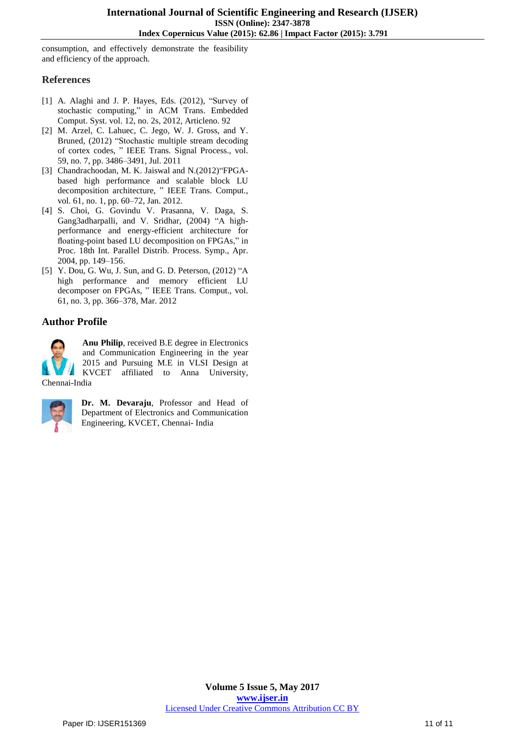consumption, and effectively demonstrate the feasibility and efficiency of the approach.

## References

[1] A. Alaghi and J. P. Hayes, Eds. (2012), "Survey of stochastic computing," in ACM Trans. Embedded Comput. Syst. vol. 12, no. 2s, 2012, Articleno. 92

[2] M. Arzel, C. Lahuec, C. Jego, W. J. Gross, and Y. Bruned, (2012) "Stochastic multiple stream decoding of cortex codes, " IEEE Trans. Signal Process., vol. 59, no. 7, pp. 3486–3491, Jul. 2011

[3] Chandrachoodan, M. K. Jaiswal and N.(2012)"FPGA-based high performance and scalable block LU decomposition architecture, " IEEE Trans. Comput., vol. 61, no. 1, pp. 60–72, Jan. 2012.

[4] S. Choi, G. Govindu V. Prasanna, V. Daga, S. Gang3adharpalli, and V. Sridhar, (2004) "A high-performance and energy-efficient architecture for floating-point based LU decomposition on FPGAs," in Proc. 18th Int. Parallel Distrib. Process. Symp., Apr. 2004, pp. 149–156.

[5] Y. Dou, G. Wu, J. Sun, and G. D. Peterson, (2012) "A high performance and memory efficient LU decomposer on FPGAs, " IEEE Trans. Comput., vol. 61, no. 3, pp. 366–378, Mar. 2012

## Author Profile

**Anu Philip**, received B.E degree in Electronics and Communication Engineering in the year 2015 and Pursuing M.E in VLSI Design at KVCET affiliated to Anna University, Chennai-India

**Dr. M. Devaraju**, Professor and Head of Department of Electronics and Communication Engineering, KVCET, Chennai- India